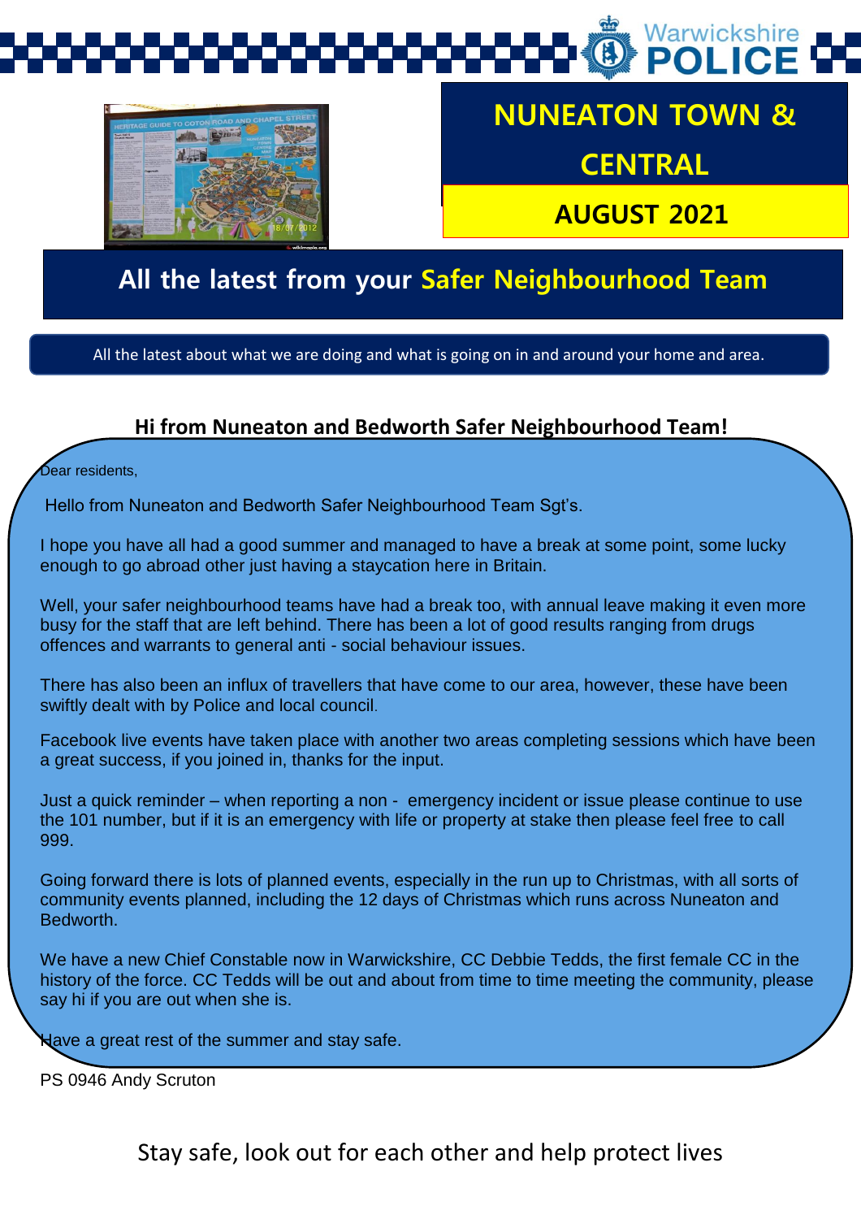Warwickshire POLICE

# NUNEATON TOWN & CENTRAL

## AUGUST 2021

## All the latest from your Safer Neighbourhood Team

All the latest about what we are doing and what is going on in and around your home and area.

### Hi from Nuneaton and Bedworth Safer Neighbourhood Team!

Dear residents,

Hello from Nuneaton and Bedworth Safer Neighbourhood Team Sgt's.

I hope you have all had a good summer and managed to have a break at some point, some lucky enough to go abroad other just having a staycation here in Britain.

Well, your safer neighbourhood teams have had a break too, with annual leave making it even more busy for the staff that are left behind. There has been a lot of good results ranging from drugs offences and warrants to general anti - social behaviour issues.

There has also been an influx of travellers that have come to our area, however, these have been swiftly dealt with by Police and local council.

Facebook live events have taken place with another two areas completing sessions which have been a great success, if you joined in, thanks for the input.

Just a quick reminder – when reporting a non - emergency incident or issue please continue to use the 101 number, but if it is an emergency with life or property at stake then please feel free to call 999.

Going forward there is lots of planned events, especially in the run up to Christmas, with all sorts of community events planned, including the 12 days of Christmas which runs across Nuneaton and Bedworth.

We have a new Chief Constable now in Warwickshire, CC Debbie Tedds, the first female CC in the history of the force. CC Tedds will be out and about from time to time meeting the community, please say hi if you are out when she is.

Have a great rest of the summer and stay safe.

PS 0946 Andy Scruton

Stay safe, look out for each other and help protect lives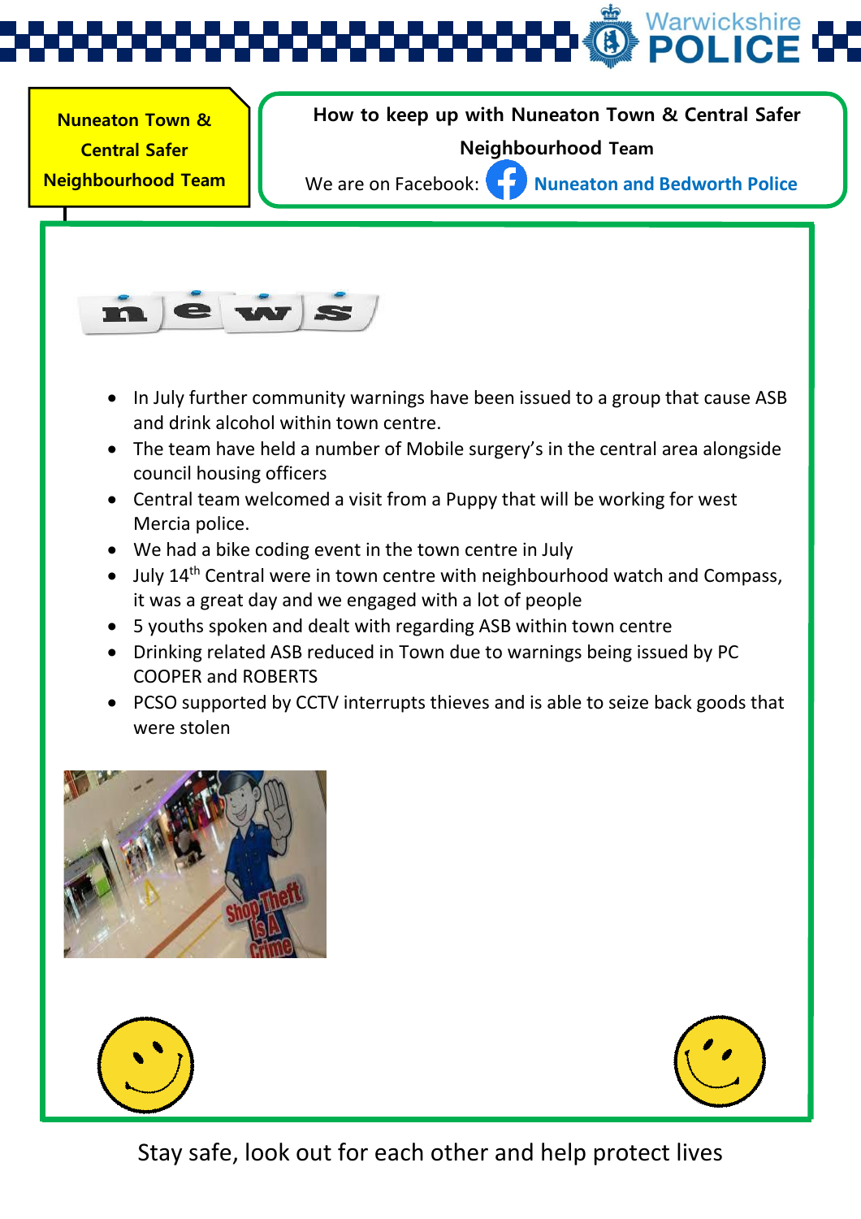**Nuneaton Town & Central Safer Neighbourhood Team**

**How to keep up with Nuneaton Town & Central Safer Neighbourhood Team**

We are on Facebook: **Nuneaton and Bedworth Police**

# news

- In July further community warnings have been issued to a group that cause ASB and drink alcohol within town centre.
- The team have held a number of Mobile surgery's in the central area alongside council housing officers
- Central team welcomed a visit from a Puppy that will be working for west Mercia police.
- We had a bike coding event in the town centre in July
- July 14th Central were in town centre with neighbourhood watch and Compass, it was a great day and we engaged with a lot of people
- 5 youths spoken and dealt with regarding ASB within town centre
- Drinking related ASB reduced in Town due to warnings being issued by PC COOPER and ROBERTS
- PCSO supported by CCTV interrupts thieves and is able to seize back goods that were stolen

Stay safe, look out for each other and help protect lives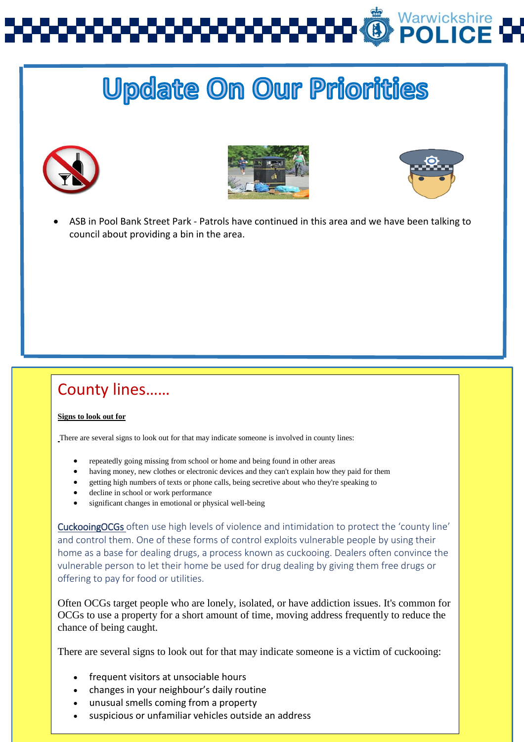# Update On Our Priorities

- ASB in Pool Bank Street Park - Patrols have continued in this area and we have been talking to council about providing a bin in the area.

## County lines……

**Signs to look out for**

There are several signs to look out for that may indicate someone is involved in county lines:

- repeatedly going missing from school or home and being found in other areas
- having money, new clothes or electronic devices and they can't explain how they paid for them
- getting high numbers of texts or phone calls, being secretive about who they're speaking to
- decline in school or work performance
- significant changes in emotional or physical well-being

CuckooingOCGs often use high levels of violence and intimidation to protect the 'county line' and control them. One of these forms of control exploits vulnerable people by using their home as a base for dealing drugs, a process known as cuckooing. Dealers often convince the vulnerable person to let their home be used for drug dealing by giving them free drugs or offering to pay for food or utilities.

Often OCGs target people who are lonely, isolated, or have addiction issues. It's common for OCGs to use a property for a short amount of time, moving address frequently to reduce the chance of being caught.

There are several signs to look out for that may indicate someone is a victim of cuckooing:

- frequent visitors at unsociable hours
- changes in your neighbour's daily routine
- unusual smells coming from a property
- suspicious or unfamiliar vehicles outside an address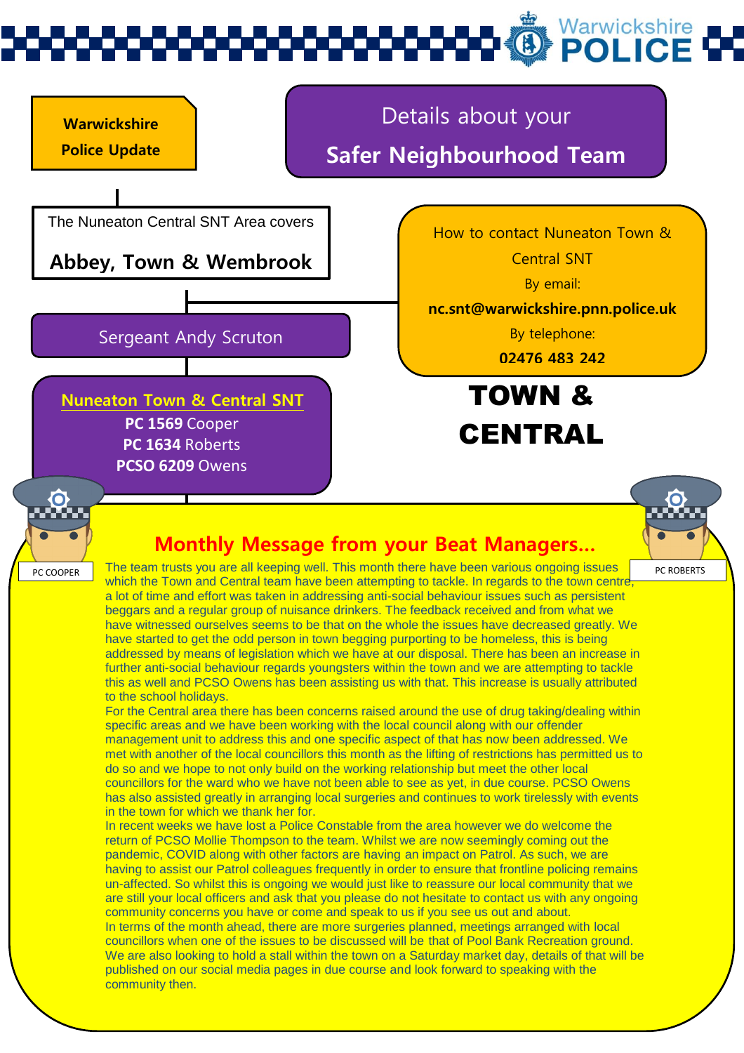**Warwickshire Police Update**

## Details about your Safer Neighbourhood Team

The Nuneaton Central SNT Area covers

**Abbey, Town & Wembrook**

Sergeant Andy Scruton

**Nuneaton Town & Central SNT**

**PC 1569** Cooper
**PC 1634** Roberts
**PCSO 6209** Owens

How to contact Nuneaton Town & Central SNT

By email:
**nc.snt@warwickshire.pnn.police.uk**

By telephone:
**02476 483 242**

# TOWN & CENTRAL

PC COOPER

PC ROBERTS

## Monthly Message from your Beat Managers...

The team trusts you are all keeping well. This month there have been various ongoing issues which the Town and Central team have been attempting to tackle. In regards to the town centre, a lot of time and effort was taken in addressing anti-social behaviour issues such as persistent beggars and a regular group of nuisance drinkers. The feedback received and from what we have witnessed ourselves seems to be that on the whole the issues have decreased greatly. We have started to get the odd person in town begging purporting to be homeless, this is being addressed by means of legislation which we have at our disposal. There has been an increase in further anti-social behaviour regards youngsters within the town and we are attempting to tackle this as well and PCSO Owens has been assisting us with that. This increase is usually attributed to the school holidays.

For the Central area there has been concerns raised around the use of drug taking/dealing within specific areas and we have been working with the local council along with our offender management unit to address this and one specific aspect of that has now been addressed. We met with another of the local councillors this month as the lifting of restrictions has permitted us to do so and we hope to not only build on the working relationship but meet the other local councillors for the ward who we have not been able to see as yet, in due course. PCSO Owens has also assisted greatly in arranging local surgeries and continues to work tirelessly with events in the town for which we thank her for.

In recent weeks we have lost a Police Constable from the area however we do welcome the return of PCSO Mollie Thompson to the team. Whilst we are now seemingly coming out the pandemic, COVID along with other factors are having an impact on Patrol. As such, we are having to assist our Patrol colleagues frequently in order to ensure that frontline policing remains un-affected. So whilst this is ongoing we would just like to reassure our local community that we are still your local officers and ask that you please do not hesitate to contact us with any ongoing community concerns you have or come and speak to us if you see us out and about.

In terms of the month ahead, there are more surgeries planned, meetings arranged with local councillors when one of the issues to be discussed will be that of Pool Bank Recreation ground. We are also looking to hold a stall within the town on a Saturday market day, details of that will be published on our social media pages in due course and look forward to speaking with the community then.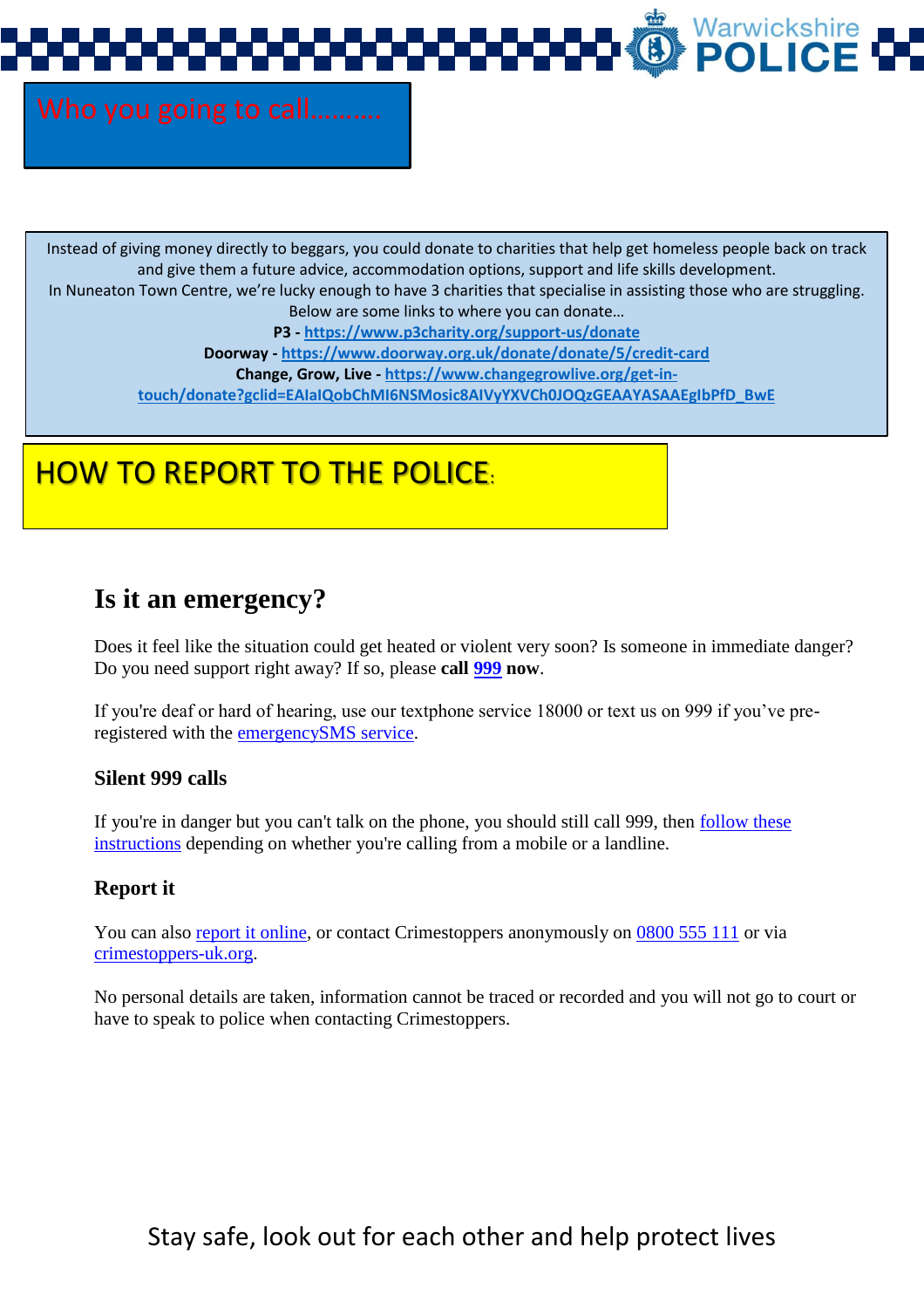Who you going to call……….

Instead of giving money directly to beggars, you could donate to charities that help get homeless people back on track and give them a future advice, accommodation options, support and life skills development.
In Nuneaton Town Centre, we're lucky enough to have 3 charities that specialise in assisting those who are struggling.
Below are some links to where you can donate…

**P3 -** https://www.p3charity.org/support-us/donate
**Doorway -** https://www.doorway.org.uk/donate/donate/5/credit-card
**Change, Grow, Live -** https://www.changegrowlive.org/get-in-touch/donate?gclid=EAIaIQobChMI6NSMosic8AIVyYXVCh0JOQzGEAAYASAAEgIbPfD_BwE

## HOW TO REPORT TO THE POLICE:

## Is it an emergency?

Does it feel like the situation could get heated or violent very soon? Is someone in immediate danger? Do you need support right away? If so, please **call** [**999**] **now**.

If you're deaf or hard of hearing, use our textphone service 18000 or text us on 999 if you've pre-registered with the emergencySMS service.

### Silent 999 calls

If you're in danger but you can't talk on the phone, you should still call 999, then follow these instructions depending on whether you're calling from a mobile or a landline.

### Report it

You can also report it online, or contact Crimestoppers anonymously on 0800 555 111 or via crimestoppers-uk.org.

No personal details are taken, information cannot be traced or recorded and you will not go to court or have to speak to police when contacting Crimestoppers.

Stay safe, look out for each other and help protect lives